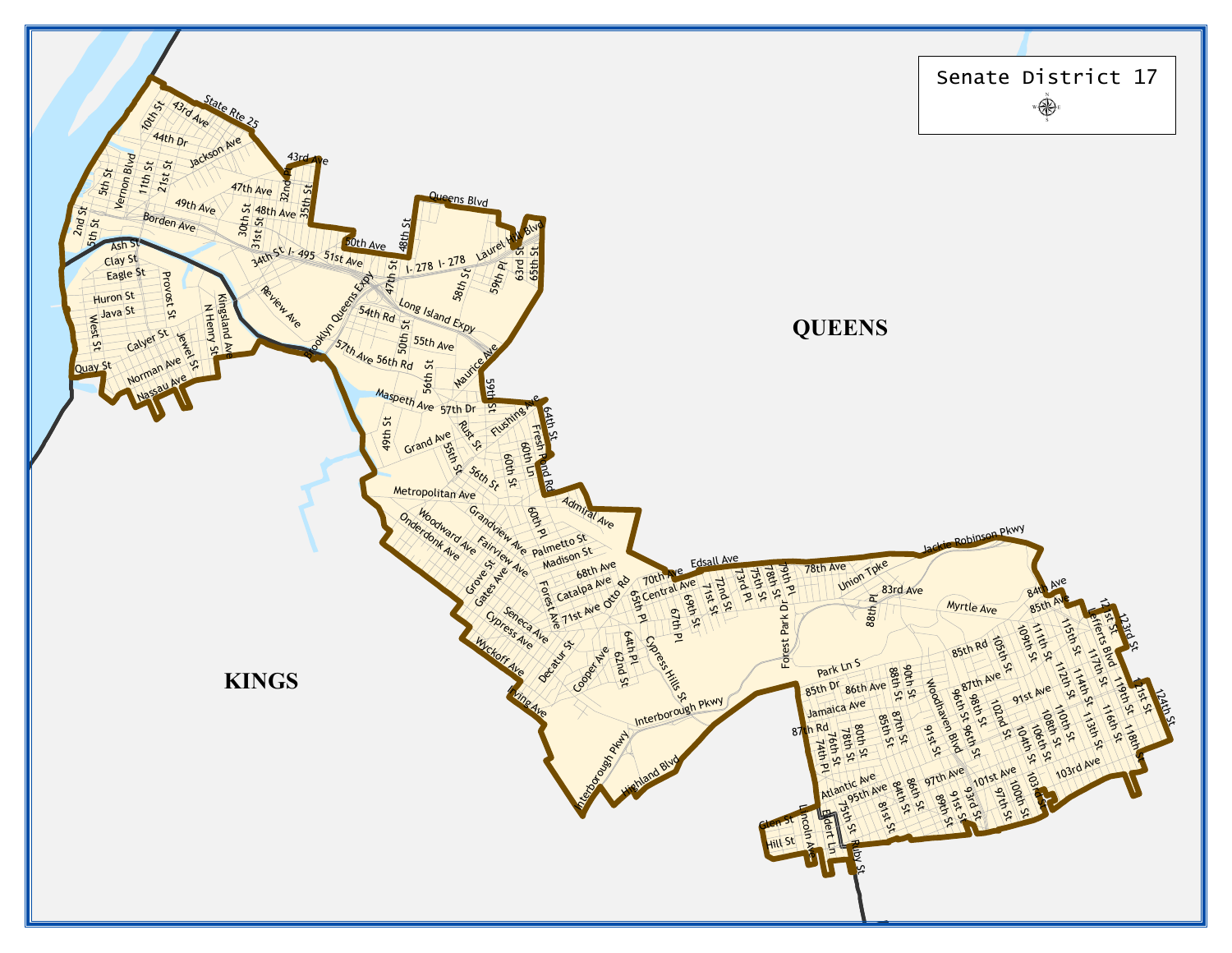# Senate District 17

QUEENS

KINGS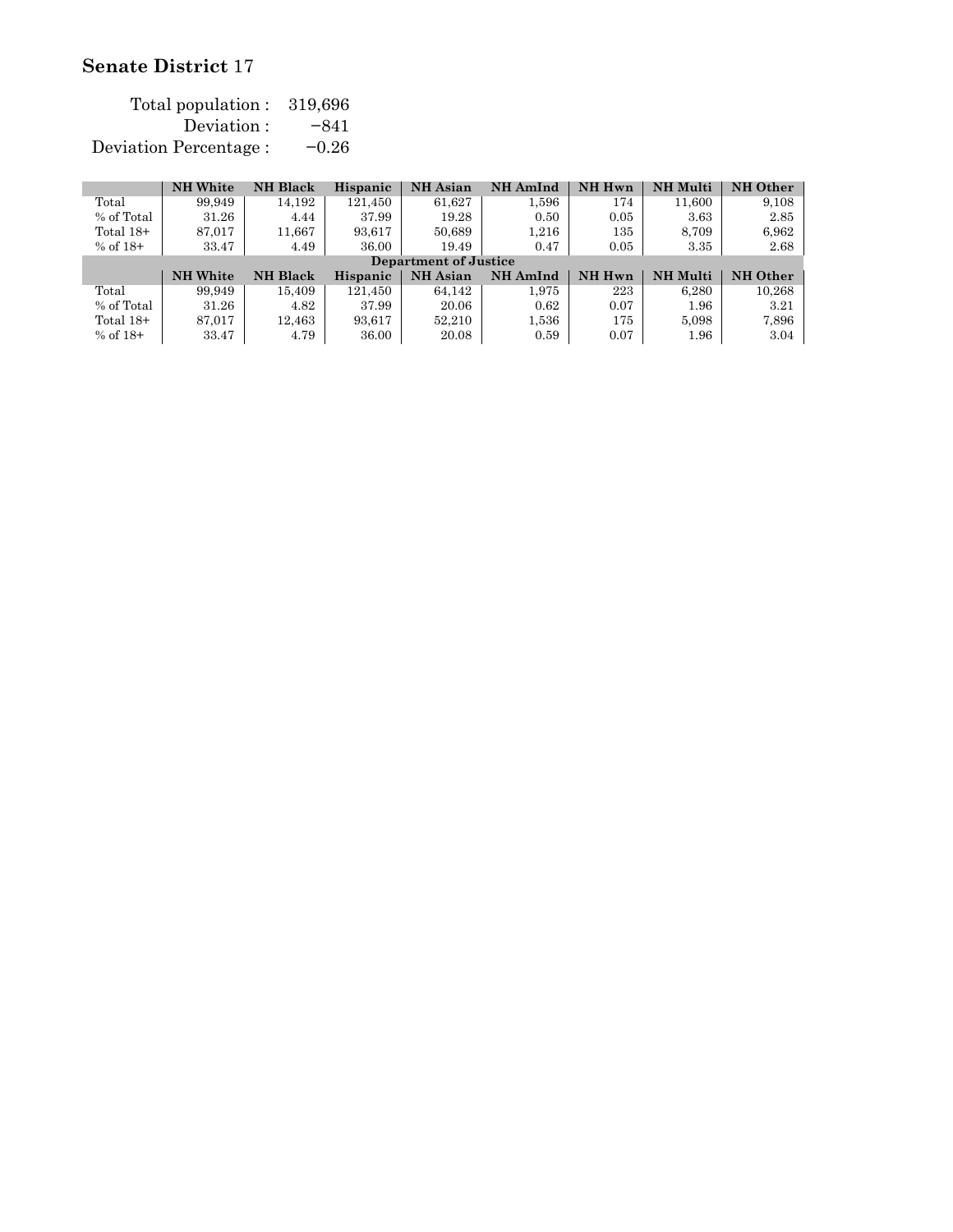## **Senate District** 17

Total population : 319,696
Deviation : −841
Deviation Percentage : −0.26

| | NH White | NH Black | Hispanic | NH Asian | NH AmInd | NH Hwn | NH Multi | NH Other |
|---|---|---|---|---|---|---|---|---|
| Total | 99,949 | 14,192 | 121,450 | 61,627 | 1,596 | 174 | 11,600 | 9,108 |
| % of Total | 31.26 | 4.44 | 37.99 | 19.28 | 0.50 | 0.05 | 3.63 | 2.85 |
| Total 18+ | 87,017 | 11,667 | 93,617 | 50,689 | 1,216 | 135 | 8,709 | 6,962 |
| % of 18+ | 33.47 | 4.49 | 36.00 | 19.49 | 0.47 | 0.05 | 3.35 | 2.68 |
| **Department of Justice** | | | | | | | | |
| | **NH White** | **NH Black** | **Hispanic** | **NH Asian** | **NH AmInd** | **NH Hwn** | **NH Multi** | **NH Other** |
| Total | 99,949 | 15,409 | 121,450 | 64,142 | 1,975 | 223 | 6,280 | 10,268 |
| % of Total | 31.26 | 4.82 | 37.99 | 20.06 | 0.62 | 0.07 | 1.96 | 3.21 |
| Total 18+ | 87,017 | 12,463 | 93,617 | 52,210 | 1,536 | 175 | 5,098 | 7,896 |
| % of 18+ | 33.47 | 4.79 | 36.00 | 20.08 | 0.59 | 0.07 | 1.96 | 3.04 |